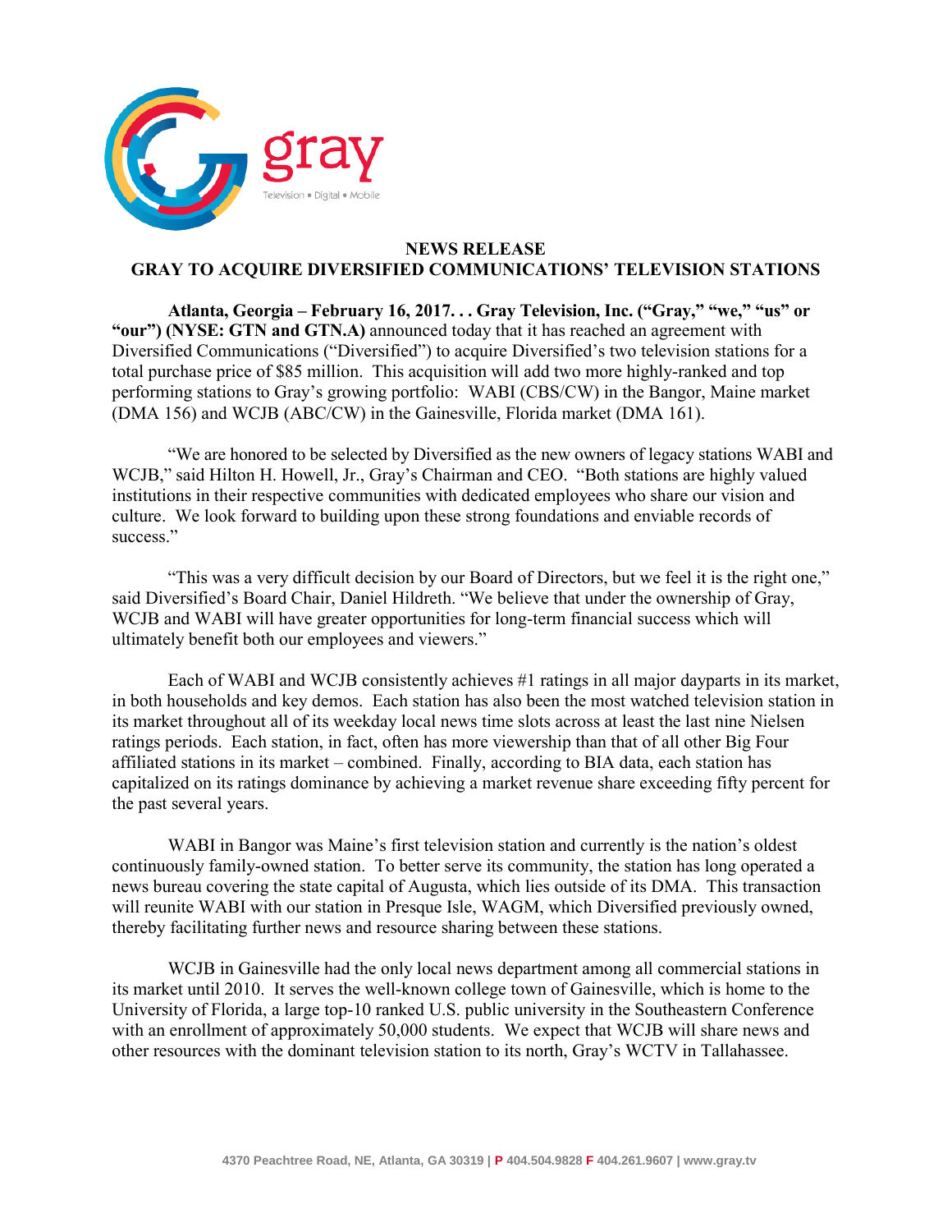gray

Television • Digital • Mobile

# NEWS RELEASE
## GRAY TO ACQUIRE DIVERSIFIED COMMUNICATIONS' TELEVISION STATIONS

**Atlanta, Georgia – February 16, 2017. . . Gray Television, Inc. ("Gray," "we," "us" or "our") (NYSE: GTN and GTN.A)** announced today that it has reached an agreement with Diversified Communications ("Diversified") to acquire Diversified's two television stations for a total purchase price of $85 million. This acquisition will add two more highly-ranked and top performing stations to Gray's growing portfolio: WABI (CBS/CW) in the Bangor, Maine market (DMA 156) and WCJB (ABC/CW) in the Gainesville, Florida market (DMA 161).

"We are honored to be selected by Diversified as the new owners of legacy stations WABI and WCJB," said Hilton H. Howell, Jr., Gray's Chairman and CEO. "Both stations are highly valued institutions in their respective communities with dedicated employees who share our vision and culture. We look forward to building upon these strong foundations and enviable records of success."

"This was a very difficult decision by our Board of Directors, but we feel it is the right one," said Diversified's Board Chair, Daniel Hildreth. "We believe that under the ownership of Gray, WCJB and WABI will have greater opportunities for long-term financial success which will ultimately benefit both our employees and viewers."

Each of WABI and WCJB consistently achieves #1 ratings in all major dayparts in its market, in both households and key demos. Each station has also been the most watched television station in its market throughout all of its weekday local news time slots across at least the last nine Nielsen ratings periods. Each station, in fact, often has more viewership than that of all other Big Four affiliated stations in its market – combined. Finally, according to BIA data, each station has capitalized on its ratings dominance by achieving a market revenue share exceeding fifty percent for the past several years.

WABI in Bangor was Maine's first television station and currently is the nation's oldest continuously family-owned station. To better serve its community, the station has long operated a news bureau covering the state capital of Augusta, which lies outside of its DMA. This transaction will reunite WABI with our station in Presque Isle, WAGM, which Diversified previously owned, thereby facilitating further news and resource sharing between these stations.

WCJB in Gainesville had the only local news department among all commercial stations in its market until 2010. It serves the well-known college town of Gainesville, which is home to the University of Florida, a large top-10 ranked U.S. public university in the Southeastern Conference with an enrollment of approximately 50,000 students. We expect that WCJB will share news and other resources with the dominant television station to its north, Gray's WCTV in Tallahassee.

4370 Peachtree Road, NE, Atlanta, GA 30319 | P 404.504.9828 F 404.261.9607 | www.gray.tv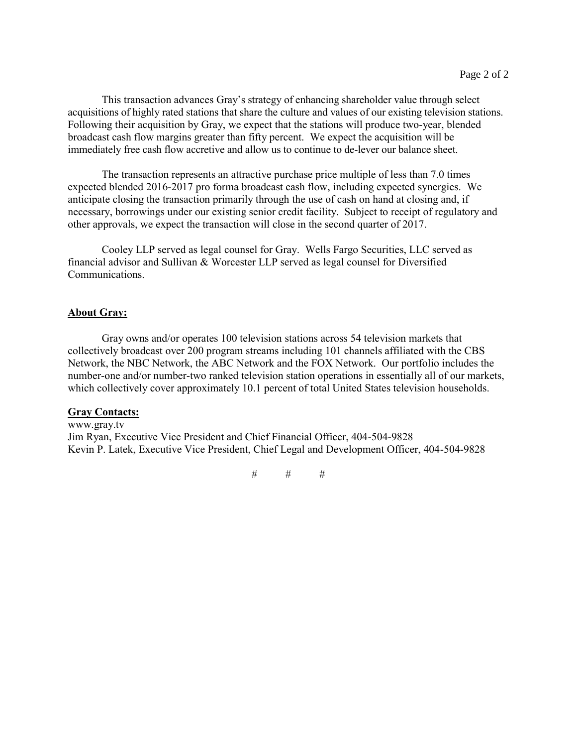This transaction advances Gray's strategy of enhancing shareholder value through select acquisitions of highly rated stations that share the culture and values of our existing television stations. Following their acquisition by Gray, we expect that the stations will produce two-year, blended broadcast cash flow margins greater than fifty percent. We expect the acquisition will be immediately free cash flow accretive and allow us to continue to de-lever our balance sheet.

The transaction represents an attractive purchase price multiple of less than 7.0 times expected blended 2016-2017 pro forma broadcast cash flow, including expected synergies. We anticipate closing the transaction primarily through the use of cash on hand at closing and, if necessary, borrowings under our existing senior credit facility. Subject to receipt of regulatory and other approvals, we expect the transaction will close in the second quarter of 2017.

Cooley LLP served as legal counsel for Gray. Wells Fargo Securities, LLC served as financial advisor and Sullivan & Worcester LLP served as legal counsel for Diversified Communications.

**About Gray:**

Gray owns and/or operates 100 television stations across 54 television markets that collectively broadcast over 200 program streams including 101 channels affiliated with the CBS Network, the NBC Network, the ABC Network and the FOX Network. Our portfolio includes the number-one and/or number-two ranked television station operations in essentially all of our markets, which collectively cover approximately 10.1 percent of total United States television households.

**Gray Contacts:**

www.gray.tv
Jim Ryan, Executive Vice President and Chief Financial Officer, 404-504-9828
Kevin P. Latek, Executive Vice President, Chief Legal and Development Officer, 404-504-9828

# # #